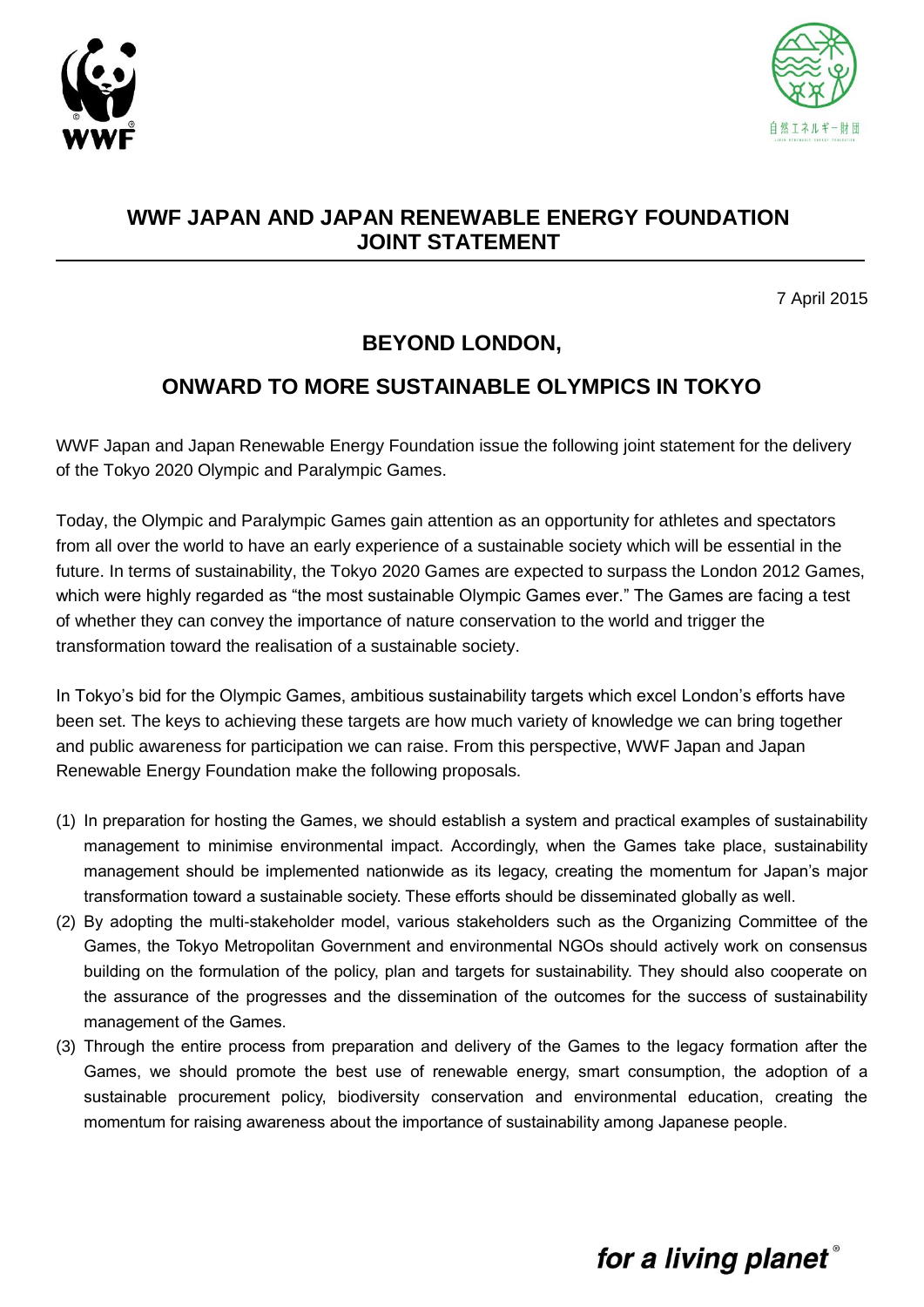# WWF JAPAN AND JAPAN RENEWABLE ENERGY FOUNDATION JOINT STATEMENT

7 April 2015

## BEYOND LONDON,

## ONWARD TO MORE SUSTAINABLE OLYMPICS IN TOKYO

WWF Japan and Japan Renewable Energy Foundation issue the following joint statement for the delivery of the Tokyo 2020 Olympic and Paralympic Games.

Today, the Olympic and Paralympic Games gain attention as an opportunity for athletes and spectators from all over the world to have an early experience of a sustainable society which will be essential in the future. In terms of sustainability, the Tokyo 2020 Games are expected to surpass the London 2012 Games, which were highly regarded as "the most sustainable Olympic Games ever." The Games are facing a test of whether they can convey the importance of nature conservation to the world and trigger the transformation toward the realisation of a sustainable society.

In Tokyo's bid for the Olympic Games, ambitious sustainability targets which excel London's efforts have been set. The keys to achieving these targets are how much variety of knowledge we can bring together and public awareness for participation we can raise. From this perspective, WWF Japan and Japan Renewable Energy Foundation make the following proposals.

(1) In preparation for hosting the Games, we should establish a system and practical examples of sustainability management to minimise environmental impact. Accordingly, when the Games take place, sustainability management should be implemented nationwide as its legacy, creating the momentum for Japan's major transformation toward a sustainable society. These efforts should be disseminated globally as well.

(2) By adopting the multi-stakeholder model, various stakeholders such as the Organizing Committee of the Games, the Tokyo Metropolitan Government and environmental NGOs should actively work on consensus building on the formulation of the policy, plan and targets for sustainability. They should also cooperate on the assurance of the progresses and the dissemination of the outcomes for the success of sustainability management of the Games.

(3) Through the entire process from preparation and delivery of the Games to the legacy formation after the Games, we should promote the best use of renewable energy, smart consumption, the adoption of a sustainable procurement policy, biodiversity conservation and environmental education, creating the momentum for raising awareness about the importance of sustainability among Japanese people.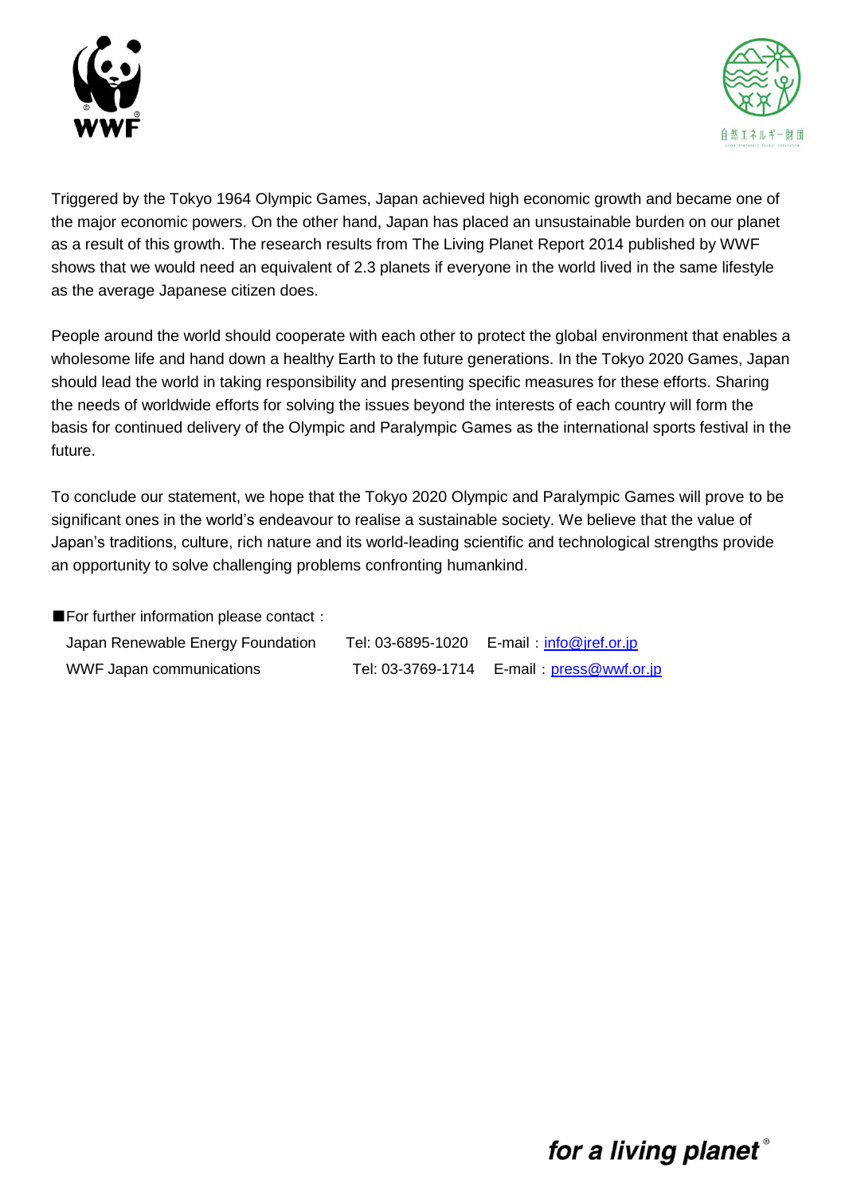Triggered by the Tokyo 1964 Olympic Games, Japan achieved high economic growth and became one of the major economic powers. On the other hand, Japan has placed an unsustainable burden on our planet as a result of this growth. The research results from The Living Planet Report 2014 published by WWF shows that we would need an equivalent of 2.3 planets if everyone in the world lived in the same lifestyle as the average Japanese citizen does.

People around the world should cooperate with each other to protect the global environment that enables a wholesome life and hand down a healthy Earth to the future generations. In the Tokyo 2020 Games, Japan should lead the world in taking responsibility and presenting specific measures for these efforts. Sharing the needs of worldwide efforts for solving the issues beyond the interests of each country will form the basis for continued delivery of the Olympic and Paralympic Games as the international sports festival in the future.

To conclude our statement, we hope that the Tokyo 2020 Olympic and Paralympic Games will prove to be significant ones in the world's endeavour to realise a sustainable society. We believe that the value of Japan's traditions, culture, rich nature and its world-leading scientific and technological strengths provide an opportunity to solve challenging problems confronting humankind.

■For further information please contact：

| | | |
|---|---|---|
| Japan Renewable Energy Foundation | Tel: 03-6895-1020 | E-mail：info@jref.or.jp |
| WWF Japan communications | Tel: 03-3769-1714 | E-mail：press@wwf.or.jp |

*for a living planet*®